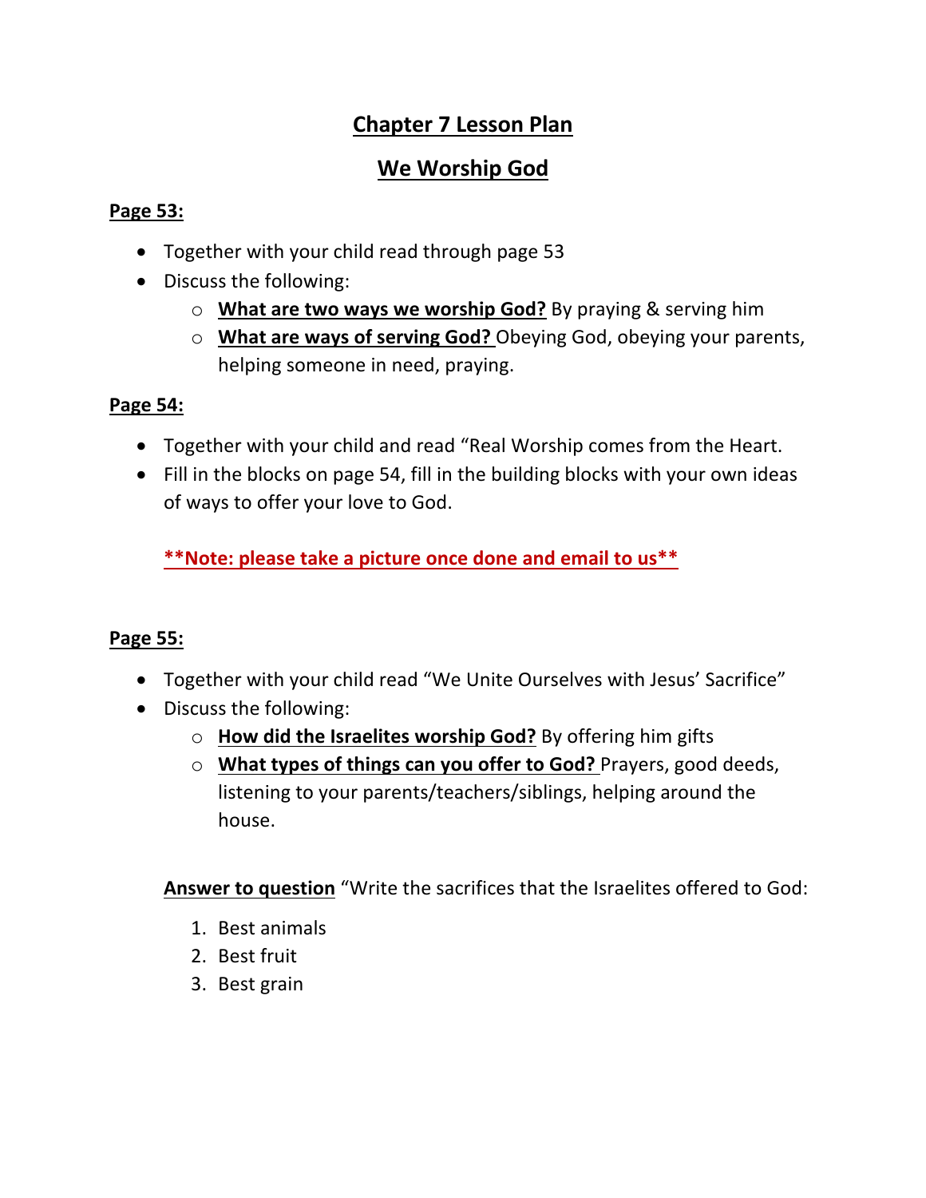# Chapter 7 Lesson Plan

## We Worship God

**Page 53:**

- Together with your child read through page 53
- Discuss the following:
    - **What are two ways we worship God?** By praying & serving him
    - **What are ways of serving God?** Obeying God, obeying your parents, helping someone in need, praying.

**Page 54:**

- Together with your child and read "Real Worship comes from the Heart.
- Fill in the blocks on page 54, fill in the building blocks with your own ideas of ways to offer your love to God.

**\*\*Note: please take a picture once done and email to us\*\***

**Page 55:**

- Together with your child read "We Unite Ourselves with Jesus' Sacrifice"
- Discuss the following:
    - **How did the Israelites worship God?** By offering him gifts
    - **What types of things can you offer to God?** Prayers, good deeds, listening to your parents/teachers/siblings, helping around the house.

**Answer to question** "Write the sacrifices that the Israelites offered to God:

1. Best animals
2. Best fruit
3. Best grain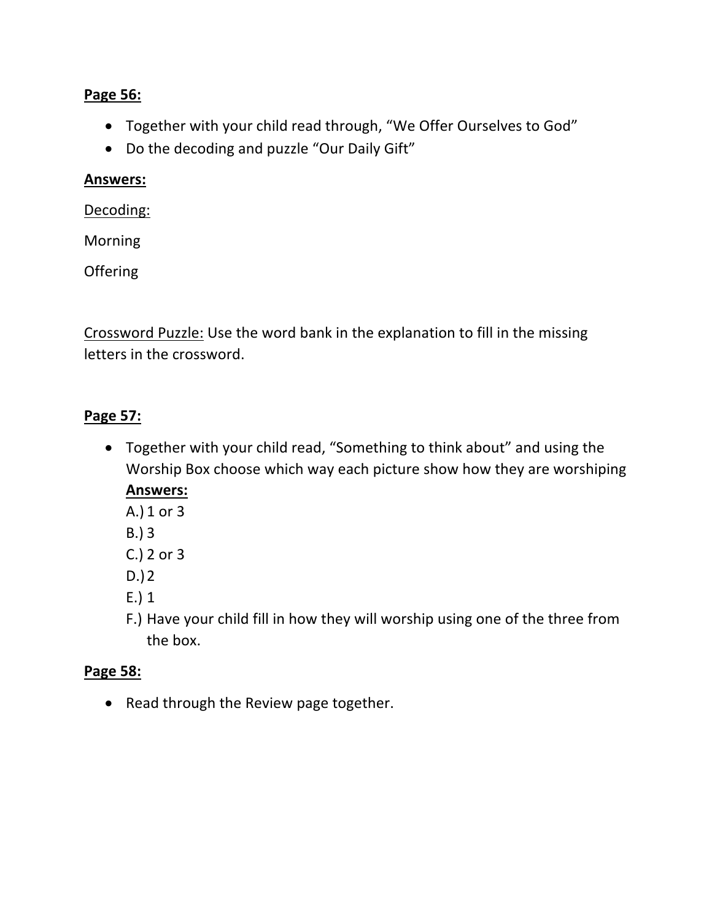**Page 56:**

- Together with your child read through, "We Offer Ourselves to God"
- Do the decoding and puzzle "Our Daily Gift"

**Answers:**

Decoding:

Morning

Offering

Crossword Puzzle: Use the word bank in the explanation to fill in the missing letters in the crossword.

**Page 57:**

- Together with your child read, "Something to think about" and using the Worship Box choose which way each picture show how they are worshiping
  **Answers:**
  A.) 1 or 3
  B.) 3
  C.) 2 or 3
  D.) 2
  E.) 1
  F.) Have your child fill in how they will worship using one of the three from the box.

**Page 58:**

- Read through the Review page together.